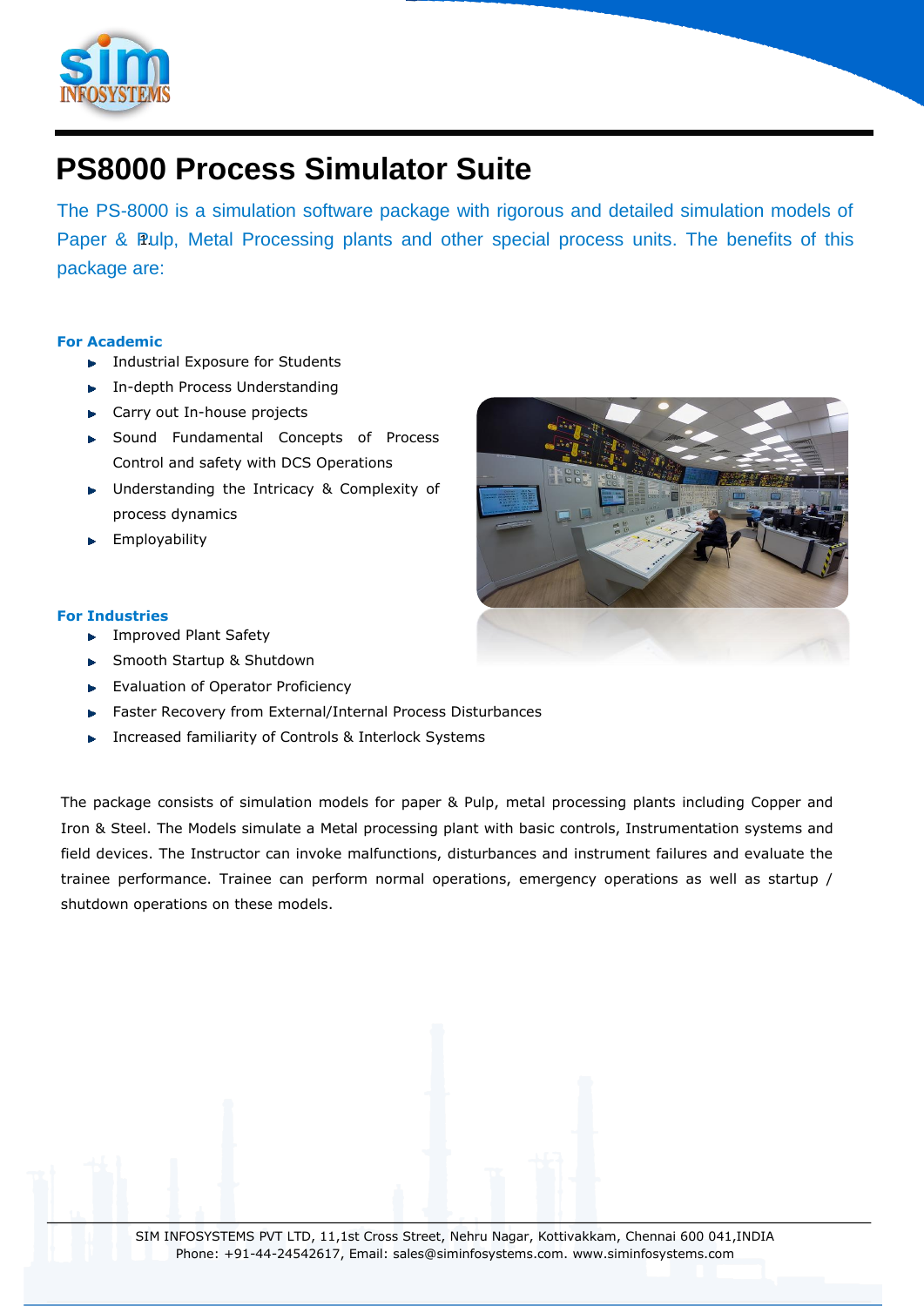# PS8000 Process Simulator Suite

The PS-8000 is a simulation software package with rigorous and detailed simulation models of Paper & Pulp, Metal Processing plants and other special process units. The benefits of this package are:

**For Academic**

- Industrial Exposure for Students
- In-depth Process Understanding
- Carry out In-house projects
- Sound Fundamental Concepts of Process Control and safety with DCS Operations
- Understanding the Intricacy & Complexity of process dynamics
- Employability

**For Industries**

- Improved Plant Safety
- Smooth Startup & Shutdown
- Evaluation of Operator Proficiency
- Faster Recovery from External/Internal Process Disturbances
- Increased familiarity of Controls & Interlock Systems

The package consists of simulation models for paper & Pulp, metal processing plants including Copper and Iron & Steel. The Models simulate a Metal processing plant with basic controls, Instrumentation systems and field devices. The Instructor can invoke malfunctions, disturbances and instrument failures and evaluate the trainee performance. Trainee can perform normal operations, emergency operations as well as startup / shutdown operations on these models.

SIM INFOSYSTEMS PVT LTD, 11,1st Cross Street, Nehru Nagar, Kottivakkam, Chennai 600 041,INDIA
Phone: +91-44-24542617, Email: sales@siminfosystems.com. www.siminfosystems.com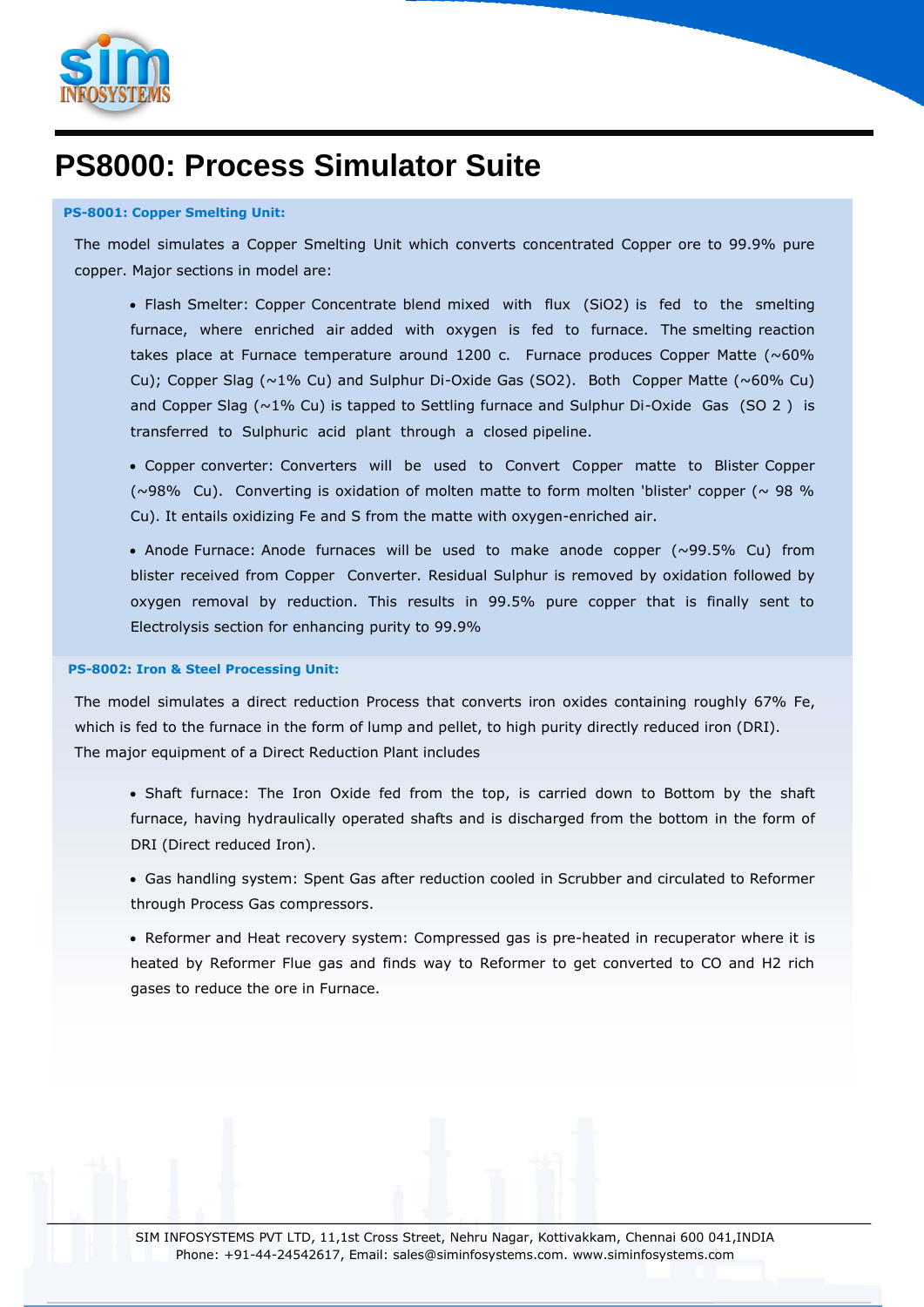# PS8000: Process Simulator Suite

**PS-8001: Copper Smelting Unit:**

The model simulates a Copper Smelting Unit which converts concentrated Copper ore to 99.9% pure copper. Major sections in model are:

- Flash Smelter: Copper Concentrate blend mixed with flux ($SiO_2$) is fed to the smelting furnace, where enriched air added with oxygen is fed to furnace. The smelting reaction takes place at Furnace temperature around 1200 c. Furnace produces Copper Matte (~60% Cu); Copper Slag (~1% Cu) and Sulphur Di-Oxide Gas ($SO_2$). Both Copper Matte (~60% Cu) and Copper Slag (~1% Cu) is tapped to Settling furnace and Sulphur Di-Oxide Gas ($SO_2$) is transferred to Sulphuric acid plant through a closed pipeline.

- Copper converter: Converters will be used to Convert Copper matte to Blister Copper (~98% Cu). Converting is oxidation of molten matte to form molten 'blister' copper (~ 98 % Cu). It entails oxidizing Fe and S from the matte with oxygen-enriched air.

- Anode Furnace: Anode furnaces will be used to make anode copper (~99.5% Cu) from blister received from Copper Converter. Residual Sulphur is removed by oxidation followed by oxygen removal by reduction. This results in 99.5% pure copper that is finally sent to Electrolysis section for enhancing purity to 99.9%

**PS-8002: Iron & Steel Processing Unit:**

The model simulates a direct reduction Process that converts iron oxides containing roughly 67% Fe, which is fed to the furnace in the form of lump and pellet, to high purity directly reduced iron (DRI).
The major equipment of a Direct Reduction Plant includes

- Shaft furnace: The Iron Oxide fed from the top, is carried down to Bottom by the shaft furnace, having hydraulically operated shafts and is discharged from the bottom in the form of DRI (Direct reduced Iron).

- Gas handling system: Spent Gas after reduction cooled in Scrubber and circulated to Reformer through Process Gas compressors.

- Reformer and Heat recovery system: Compressed gas is pre-heated in recuperator where it is heated by Reformer Flue gas and finds way to Reformer to get converted to CO and $H_2$ rich gases to reduce the ore in Furnace.

SIM INFOSYSTEMS PVT LTD, 11,1st Cross Street, Nehru Nagar, Kottivakkam, Chennai 600 041,INDIA
Phone: +91-44-24542617, Email: sales@siminfosystems.com. www.siminfosystems.com